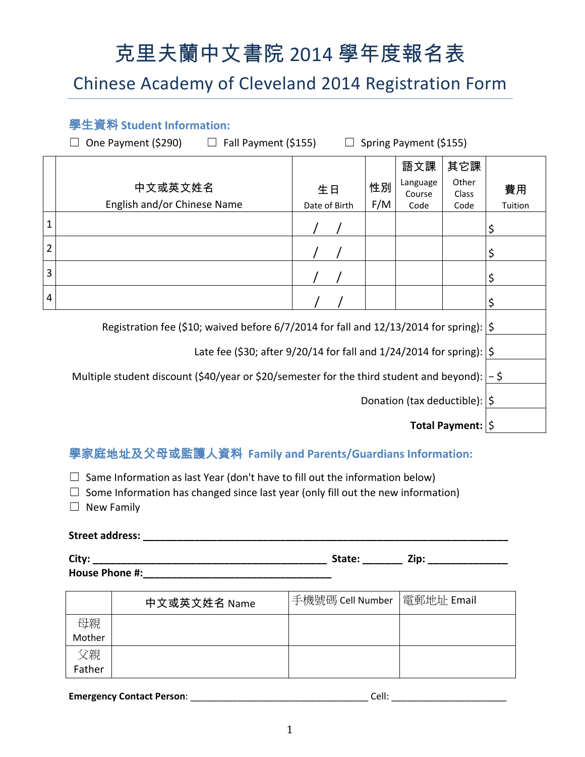# 克里夫蘭中文書院 2014 學年度報名表

## Chinese Academy of Cleveland 2014 Registration Form

### 學生資料 Student Information:

☐ One Payment ($290) ☐ Fall Payment ($155) ☐ Spring Payment ($155)

| | 中文或英文姓名 English and/or Chinese Name | 生日 Date of Birth | 性別 F/M | 語文課 Language Course Code | 其它課 Other Class Code | 費用 Tuition |
|---|---|---|---|---|---|---|
| 1 | | / / | | | | $ |
| 2 | | / / | | | | $ |
| 3 | | / / | | | | $ |
| 4 | | / / | | | | $ |
| | Registration fee ($10; waived before 6/7/2014 for fall and 12/13/2014 for spring): | | | | | $ |
| | Late fee ($30; after 9/20/14 for fall and 1/24/2014 for spring): | | | | | $ |
| | Multiple student discount ($40/year or $20/semester for the third student and beyond): | | | | | – $ |
| | Donation (tax deductible): | | | | | $ |
| | **Total Payment:** | | | | | $ |

### 學家庭地址及父母或監護人資料 Family and Parents/Guardians Information:

☐ Same Information as last Year (don't have to fill out the information below)
☐ Some Information has changed since last year (only fill out the new information)
☐ New Family

**Street address:** ____________________________________________________________

**City:** ________________________________________ **State:** _______ **Zip:** ______________
**House Phone #:**________________________________

| | 中文或英文姓名 Name | 手機號碼 Cell Number | 電郵地址 Email |
|---|---|---|---|
| 母親 Mother | | | |
| 父親 Father | | | |

**Emergency Contact Person**: ________________________________ Cell: _____________________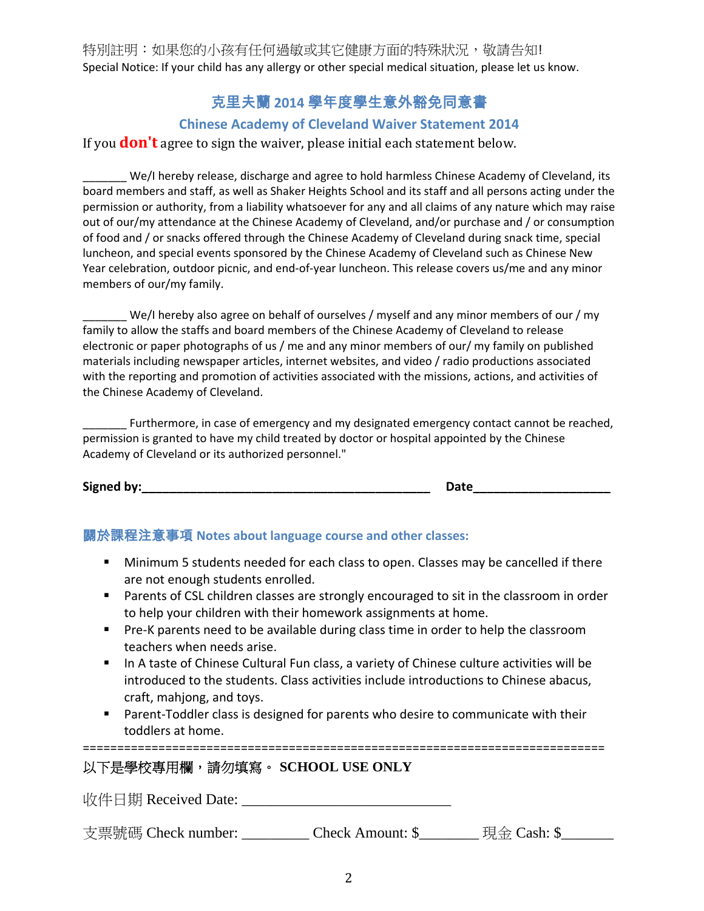特別註明：如果您的小孩有任何過敏或其它健康方面的特殊狀況，敬請告知!
Special Notice: If your child has any allergy or other special medical situation, please let us know.

## 克里夫蘭 2014 學年度學生意外豁免同意書

### Chinese Academy of Cleveland Waiver Statement 2014

If you **don't** agree to sign the waiver, please initial each statement below.

_______ We/I hereby release, discharge and agree to hold harmless Chinese Academy of Cleveland, its board members and staff, as well as Shaker Heights School and its staff and all persons acting under the permission or authority, from a liability whatsoever for any and all claims of any nature which may raise out of our/my attendance at the Chinese Academy of Cleveland, and/or purchase and / or consumption of food and / or snacks offered through the Chinese Academy of Cleveland during snack time, special luncheon, and special events sponsored by the Chinese Academy of Cleveland such as Chinese New Year celebration, outdoor picnic, and end-of-year luncheon. This release covers us/me and any minor members of our/my family.

_______ We/I hereby also agree on behalf of ourselves / myself and any minor members of our / my family to allow the staffs and board members of the Chinese Academy of Cleveland to release electronic or paper photographs of us / me and any minor members of our/ my family on published materials including newspaper articles, internet websites, and video / radio productions associated with the reporting and promotion of activities associated with the missions, actions, and activities of the Chinese Academy of Cleveland.

_______ Furthermore, in case of emergency and my designated emergency contact cannot be reached, permission is granted to have my child treated by doctor or hospital appointed by the Chinese Academy of Cleveland or its authorized personnel."

**Signed by:**_____________________________________________ **Date**_____________________

### 關於課程注意事項 Notes about language course and other classes:

- Minimum 5 students needed for each class to open. Classes may be cancelled if there are not enough students enrolled.
- Parents of CSL children classes are strongly encouraged to sit in the classroom in order to help your children with their homework assignments at home.
- Pre-K parents need to be available during class time in order to help the classroom teachers when needs arise.
- In A taste of Chinese Cultural Fun class, a variety of Chinese culture activities will be introduced to the students. Class activities include introductions to Chinese abacus, craft, mahjong, and toys.
- Parent-Toddler class is designed for parents who desire to communicate with their toddlers at home.

=============================================================================

以下是學校專用欄，請勿填寫。 **SCHOOL USE ONLY**

收件日期 Received Date: ___________________________

支票號碼 Check number: _________ Check Amount: $________ 現金 Cash: $_______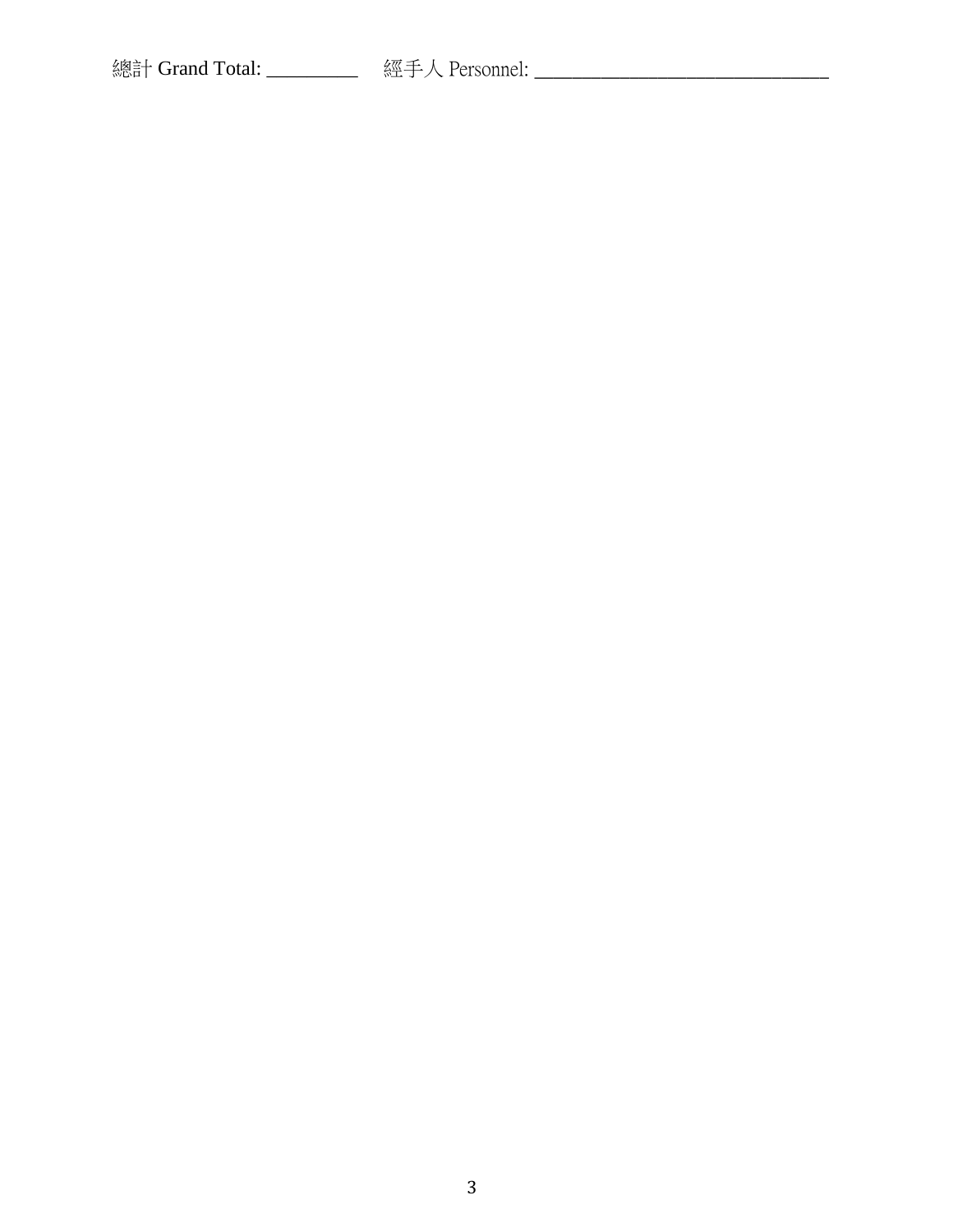總計 Grand Total: _________ 經手人 Personnel: ____________________________